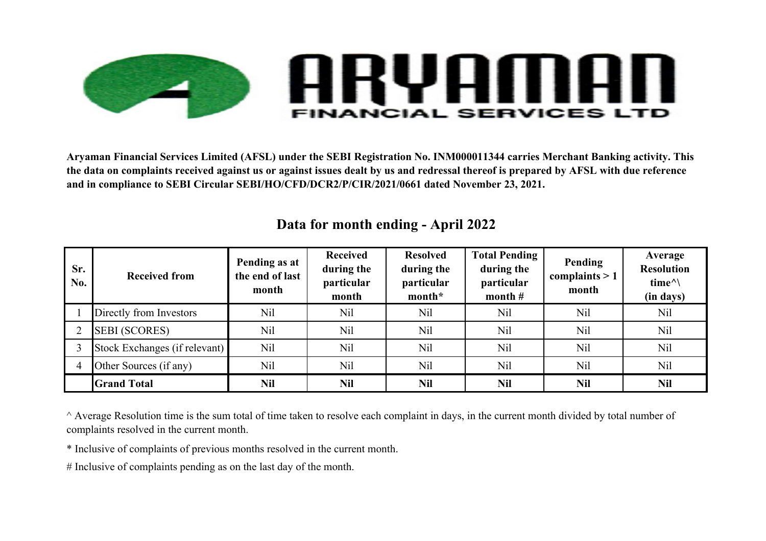# ARYAMAN FINANCIAL SERVICES LTD

**Aryaman Financial Services Limited (AFSL) under the SEBI Registration No. INM000011344 carries Merchant Banking activity. This the data on complaints received against us or against issues dealt by us and redressal thereof is prepared by AFSL with due reference and in compliance to SEBI Circular SEBI/HO/CFD/DCR2/P/CIR/2021/0661 dated November 23, 2021.**

## Data for month ending - April 2022

| Sr. No. | Received from | Pending as at the end of last month | Received during the particular month | Resolved during the particular month* | Total Pending during the particular month # | Pending complaints > 1 month | Average Resolution time^\ (in days) |
|---|---|---|---|---|---|---|---|
| 1 | Directly from Investors | Nil | Nil | Nil | Nil | Nil | Nil |
| 2 | SEBI (SCORES) | Nil | Nil | Nil | Nil | Nil | Nil |
| 3 | Stock Exchanges (if relevant) | Nil | Nil | Nil | Nil | Nil | Nil |
| 4 | Other Sources (if any) | Nil | Nil | Nil | Nil | Nil | Nil |
| | **Grand Total** | **Nil** | **Nil** | **Nil** | **Nil** | **Nil** | **Nil** |

^ Average Resolution time is the sum total of time taken to resolve each complaint in days, in the current month divided by total number of complaints resolved in the current month.

* Inclusive of complaints of previous months resolved in the current month.

# Inclusive of complaints pending as on the last day of the month.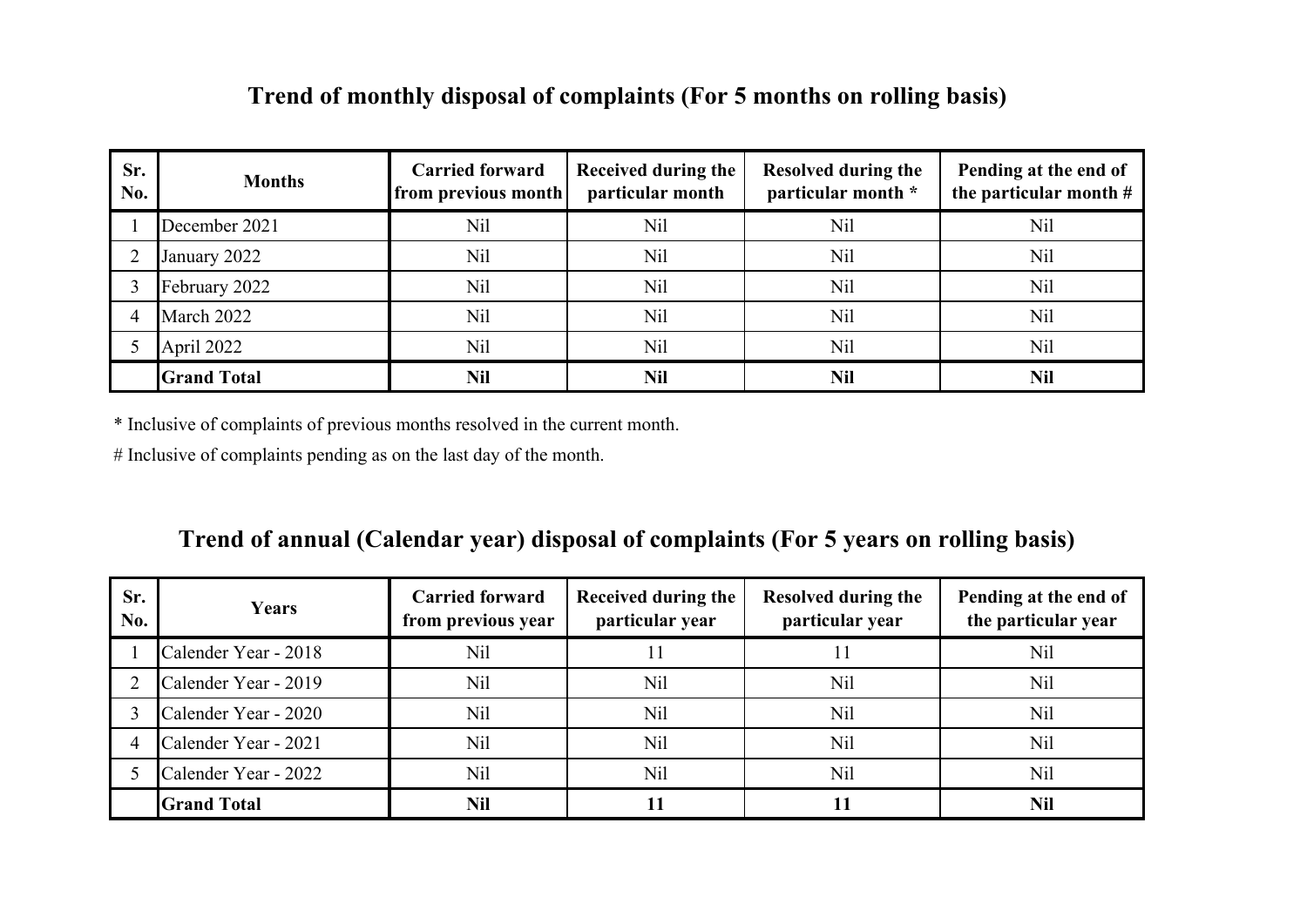## Trend of monthly disposal of complaints (For 5 months on rolling basis)

| Sr. No. | Months | Carried forward from previous month | Received during the particular month | Resolved during the particular month * | Pending at the end of the particular month # |
|---|---|---|---|---|---|
| 1 | December 2021 | Nil | Nil | Nil | Nil |
| 2 | January 2022 | Nil | Nil | Nil | Nil |
| 3 | February 2022 | Nil | Nil | Nil | Nil |
| 4 | March 2022 | Nil | Nil | Nil | Nil |
| 5 | April 2022 | Nil | Nil | Nil | Nil |
| | **Grand Total** | **Nil** | **Nil** | **Nil** | **Nil** |

* Inclusive of complaints of previous months resolved in the current month.

# Inclusive of complaints pending as on the last day of the month.

## Trend of annual (Calendar year) disposal of complaints (For 5 years on rolling basis)

| Sr. No. | Years | Carried forward from previous year | Received during the particular year | Resolved during the particular year | Pending at the end of the particular year |
|---|---|---|---|---|---|
| 1 | Calender Year - 2018 | Nil | 11 | 11 | Nil |
| 2 | Calender Year - 2019 | Nil | Nil | Nil | Nil |
| 3 | Calender Year - 2020 | Nil | Nil | Nil | Nil |
| 4 | Calender Year - 2021 | Nil | Nil | Nil | Nil |
| 5 | Calender Year - 2022 | Nil | Nil | Nil | Nil |
| | **Grand Total** | **Nil** | **11** | **11** | **Nil** |